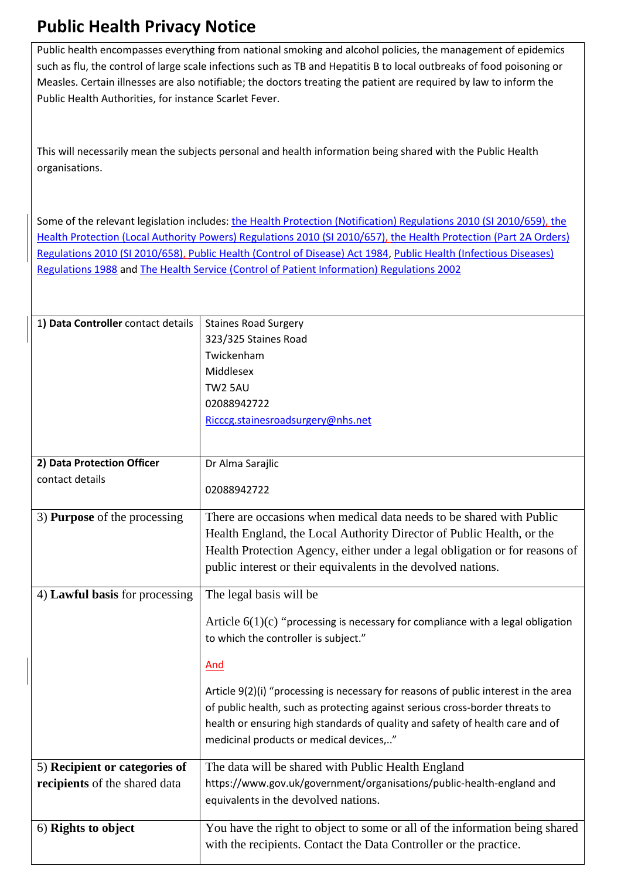# Public Health Privacy Notice

Public health encompasses everything from national smoking and alcohol policies, the management of epidemics such as flu, the control of large scale infections such as TB and Hepatitis B to local outbreaks of food poisoning or Measles. Certain illnesses are also notifiable; the doctors treating the patient are required by law to inform the Public Health Authorities, for instance Scarlet Fever.

This will necessarily mean the subjects personal and health information being shared with the Public Health organisations.

Some of the relevant legislation includes: the Health Protection (Notification) Regulations 2010 (SI 2010/659), the Health Protection (Local Authority Powers) Regulations 2010 (SI 2010/657), the Health Protection (Part 2A Orders) Regulations 2010 (SI 2010/658), Public Health (Control of Disease) Act 1984, Public Health (Infectious Diseases) Regulations 1988 and The Health Service (Control of Patient Information) Regulations 2002

| | |
|---|---|
| 1) **Data Controller** contact details | Staines Road Surgery<br>323/325 Staines Road<br>Twickenham<br>Middlesex<br>TW2 5AU<br>02088942722<br>Ricccg.stainesroadsurgery@nhs.net |
| **2) Data Protection Officer** contact details | Dr Alma Sarajlic<br><br>02088942722 |
| 3) **Purpose** of the processing | There are occasions when medical data needs to be shared with Public Health England, the Local Authority Director of Public Health, or the Health Protection Agency, either under a legal obligation or for reasons of public interest or their equivalents in the devolved nations. |
| 4) **Lawful basis** for processing | The legal basis will be<br><br>Article 6(1)(c) "processing is necessary for compliance with a legal obligation to which the controller is subject."<br><br>And<br><br>Article 9(2)(i) "processing is necessary for reasons of public interest in the area of public health, such as protecting against serious cross-border threats to health or ensuring high standards of quality and safety of health care and of medicinal products or medical devices,.." |
| 5) **Recipient or categories of recipients** of the shared data | The data will be shared with Public Health England https://www.gov.uk/government/organisations/public-health-england and equivalents in the devolved nations. |
| 6) **Rights to object** | You have the right to object to some or all of the information being shared with the recipients. Contact the Data Controller or the practice. |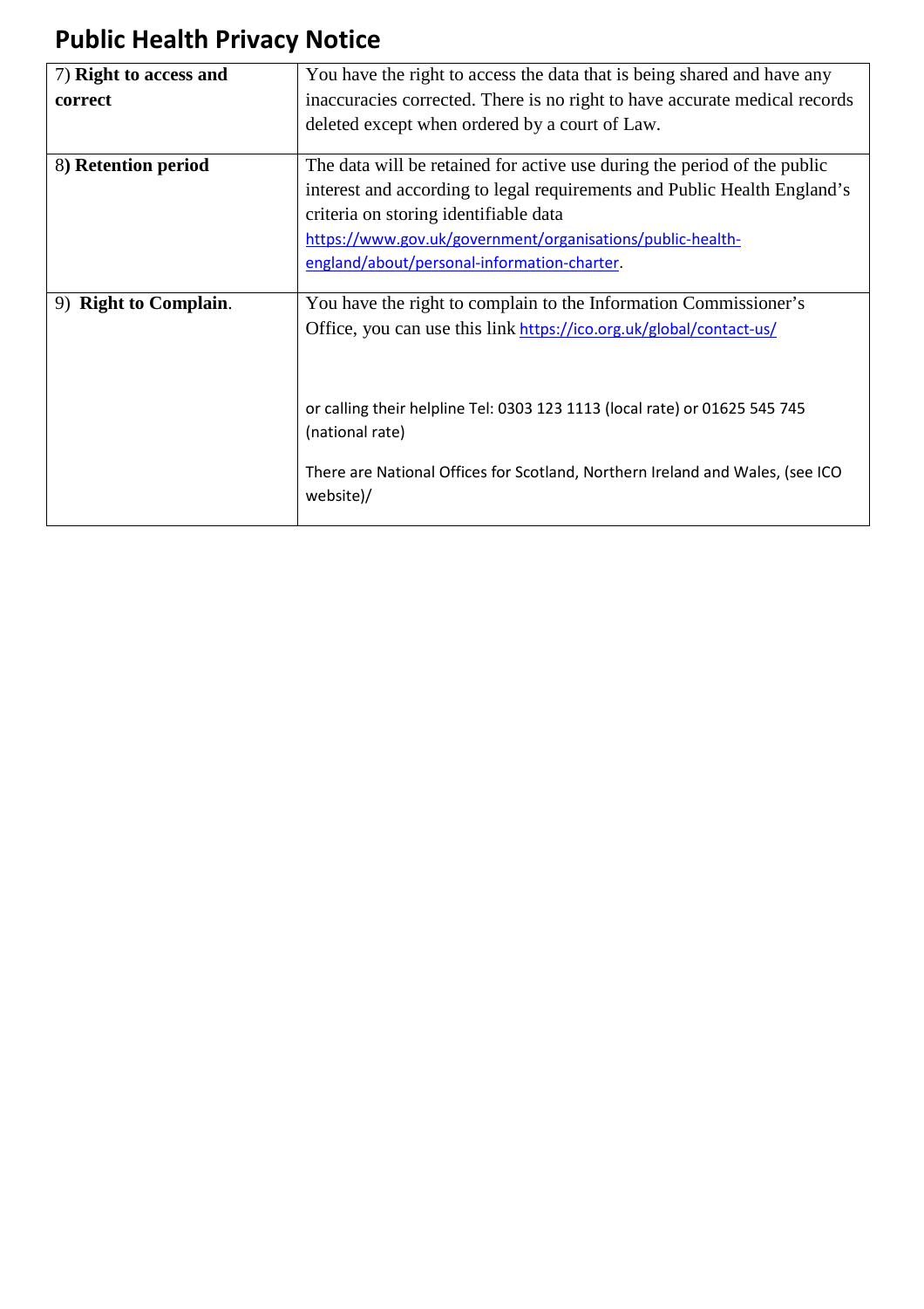# Public Health Privacy Notice

| | |
|---|---|
| 7) **Right to access and correct** | You have the right to access the data that is being shared and have any inaccuracies corrected. There is no right to have accurate medical records deleted except when ordered by a court of Law. |
| 8**) Retention period** | The data will be retained for active use during the period of the public interest and according to legal requirements and Public Health England's criteria on storing identifiable data https://www.gov.uk/government/organisations/public-health-england/about/personal-information-charter. |
| 9) **Right to Complain**. | You have the right to complain to the Information Commissioner's Office, you can use this link https://ico.org.uk/global/contact-us/<br><br>or calling their helpline Tel: 0303 123 1113 (local rate) or 01625 545 745 (national rate)<br><br>There are National Offices for Scotland, Northern Ireland and Wales, (see ICO website)/ |